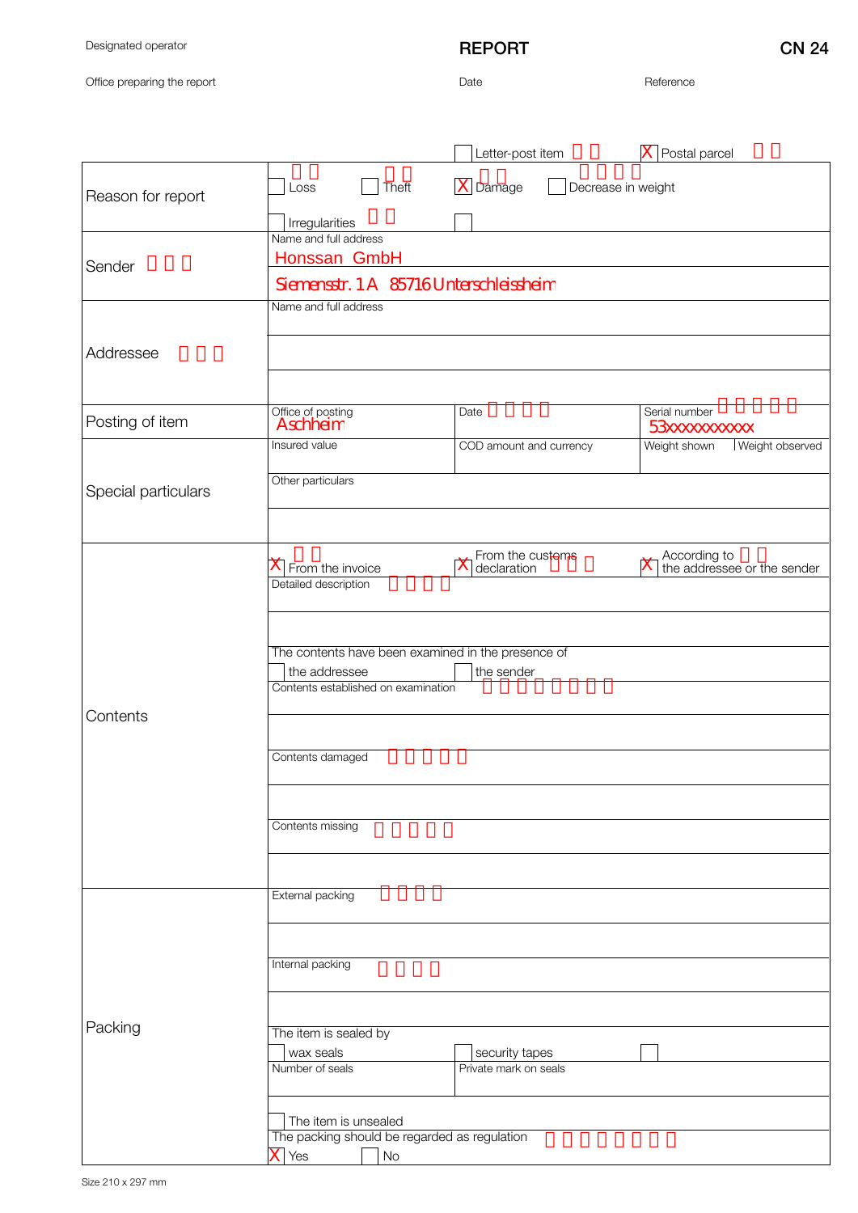Designated operator

# REPORT

CN 24

Office preparing the report | Date | Reference

| | | | |
|---|---|---|---|
| | ☐ Letter-post item □□ | | ☒ Postal parcel □□ |
| Reason for report | □□ ☐ Loss | □□ ☐ Theft | □□ ☒ Damage | □□□□ ☐ Decrease in weight |
| | ☐ Irregularities □□ | ☐ | |
| Sender □□□ | Name and full address<br>Honssan GmbH<br>Siemensstr. 1A 85716 Unterschleissheim | | |
| Addressee □□□ | Name and full address | | |
| Posting of item | Office of posting<br>Aschheim | Date □□□□ | Serial number □□□□□<br>53xxxxxxxxxx |
| Special particulars | Insured value | COD amount and currency | Weight shown / Weight observed |
| | Other particulars | | |
| Contents | □□ ☒ From the invoice | ☒ From the customs declaration □□□ | ☒ According to the addressee or the sender □□ |
| | Detailed description □□□□ | | |
| | The contents have been examined in the presence of | | |
| | ☐ the addressee | ☐ the sender | |
| | Contents established on examination □□□□□□□ | | |
| | Contents damaged □□□□□ | | |
| | Contents missing □□□□□ | | |
| Packing | External packing □□□□ | | |
| | Internal packing □□□□ | | |
| | The item is sealed by | | |
| | ☐ wax seals | ☐ security tapes | ☐ |
| | Number of seals | Private mark on seals | |
| | ☐ The item is unsealed | | |
| | The packing should be regarded as regulation □□□□□□□□ | | |
| | ☒ Yes | ☐ No | |

Size 210 x 297 mm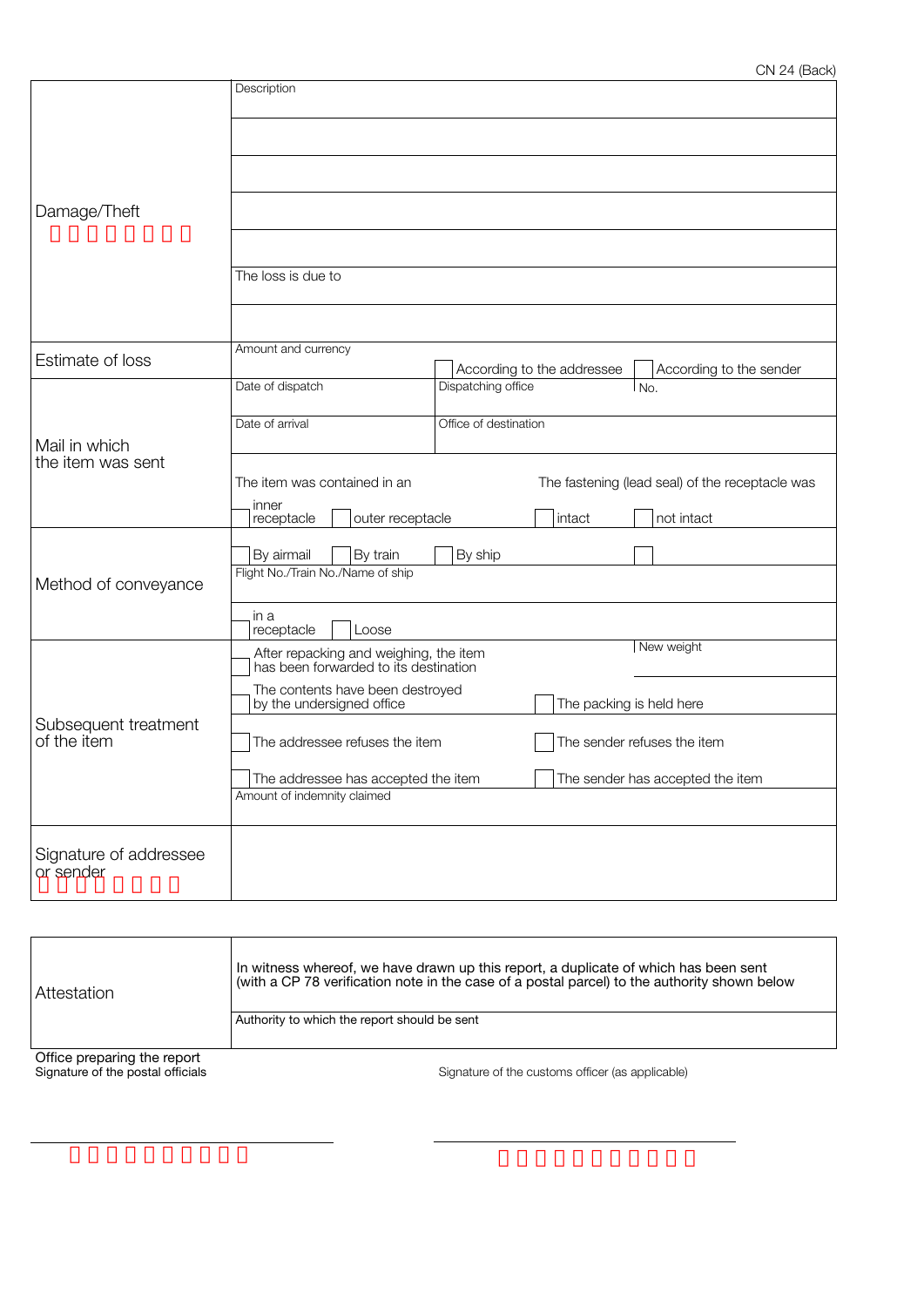CN 24 (Back)

| | | | |
|---|---|---|---|
| Damage/Theft | Description | | |
| | | | |
| | | | |
| | | | |
| | | | |
| | The loss is due to | | |
| | | | |
| Estimate of loss | Amount and currency | ☐ According to the addressee | ☐ According to the sender |
| Mail in which the item was sent | Date of dispatch | Dispatching office | No. |
| | Date of arrival | Office of destination | |
| | The item was contained in an ☐ inner receptacle ☐ outer receptacle | The fastening (lead seal) of the receptacle was ☐ intact | ☐ not intact |
| Method of conveyance | ☐ By airmail ☐ By train | ☐ By ship | ☐ |
| | Flight No./Train No./Name of ship | | |
| | ☐ in a receptacle ☐ Loose | | |
| Subsequent treatment of the item | ☐ After repacking and weighing, the item has been forwarded to its destination | | New weight |
| | ☐ The contents have been destroyed by the undersigned office | ☐ The packing is held here | |
| | ☐ The addressee refuses the item | ☐ The sender refuses the item | |
| | ☐ The addressee has accepted the item | ☐ The sender has accepted the item | |
| | Amount of indemnity claimed | | |
| Signature of addressee or sender | | | |

| | |
|---|---|
| Attestation | In witness whereof, we have drawn up this report, a duplicate of which has been sent (with a CP 78 verification note in the case of a postal parcel) to the authority shown below |
| | Authority to which the report should be sent |

Office preparing the report
Signature of the postal officials

Signature of the customs officer (as applicable)